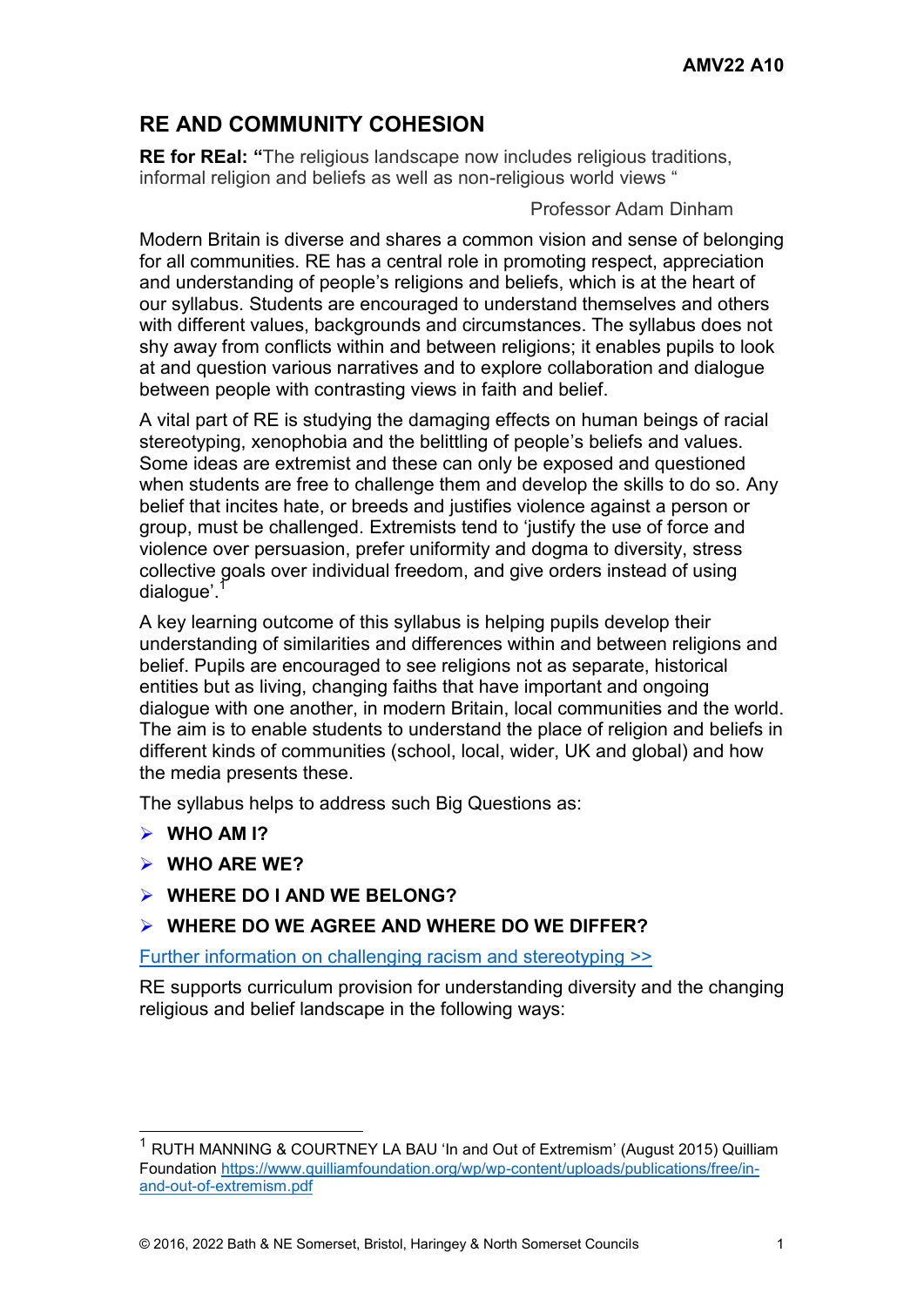# RE AND COMMUNITY COHESION

**RE for REal: "**The religious landscape now includes religious traditions, informal religion and beliefs as well as non-religious world views "

Professor Adam Dinham

Modern Britain is diverse and shares a common vision and sense of belonging for all communities. RE has a central role in promoting respect, appreciation and understanding of people's religions and beliefs, which is at the heart of our syllabus. Students are encouraged to understand themselves and others with different values, backgrounds and circumstances. The syllabus does not shy away from conflicts within and between religions; it enables pupils to look at and question various narratives and to explore collaboration and dialogue between people with contrasting views in faith and belief.

A vital part of RE is studying the damaging effects on human beings of racial stereotyping, xenophobia and the belittling of people's beliefs and values. Some ideas are extremist and these can only be exposed and questioned when students are free to challenge them and develop the skills to do so. Any belief that incites hate, or breeds and justifies violence against a person or group, must be challenged. Extremists tend to 'justify the use of force and violence over persuasion, prefer uniformity and dogma to diversity, stress collective goals over individual freedom, and give orders instead of using dialogue'.[1]

A key learning outcome of this syllabus is helping pupils develop their understanding of similarities and differences within and between religions and belief. Pupils are encouraged to see religions not as separate, historical entities but as living, changing faiths that have important and ongoing dialogue with one another, in modern Britain, local communities and the world. The aim is to enable students to understand the place of religion and beliefs in different kinds of communities (school, local, wider, UK and global) and how the media presents these.

The syllabus helps to address such Big Questions as:

- **WHO AM I?**
- **WHO ARE WE?**
- **WHERE DO I AND WE BELONG?**
- **WHERE DO WE AGREE AND WHERE DO WE DIFFER?**

Further information on challenging racism and stereotyping >>

RE supports curriculum provision for understanding diversity and the changing religious and belief landscape in the following ways:

---

[1] RUTH MANNING & COURTNEY LA BAU 'In and Out of Extremism' (August 2015) Quilliam Foundation https://www.quilliamfoundation.org/wp/wp-content/uploads/publications/free/in-and-out-of-extremism.pdf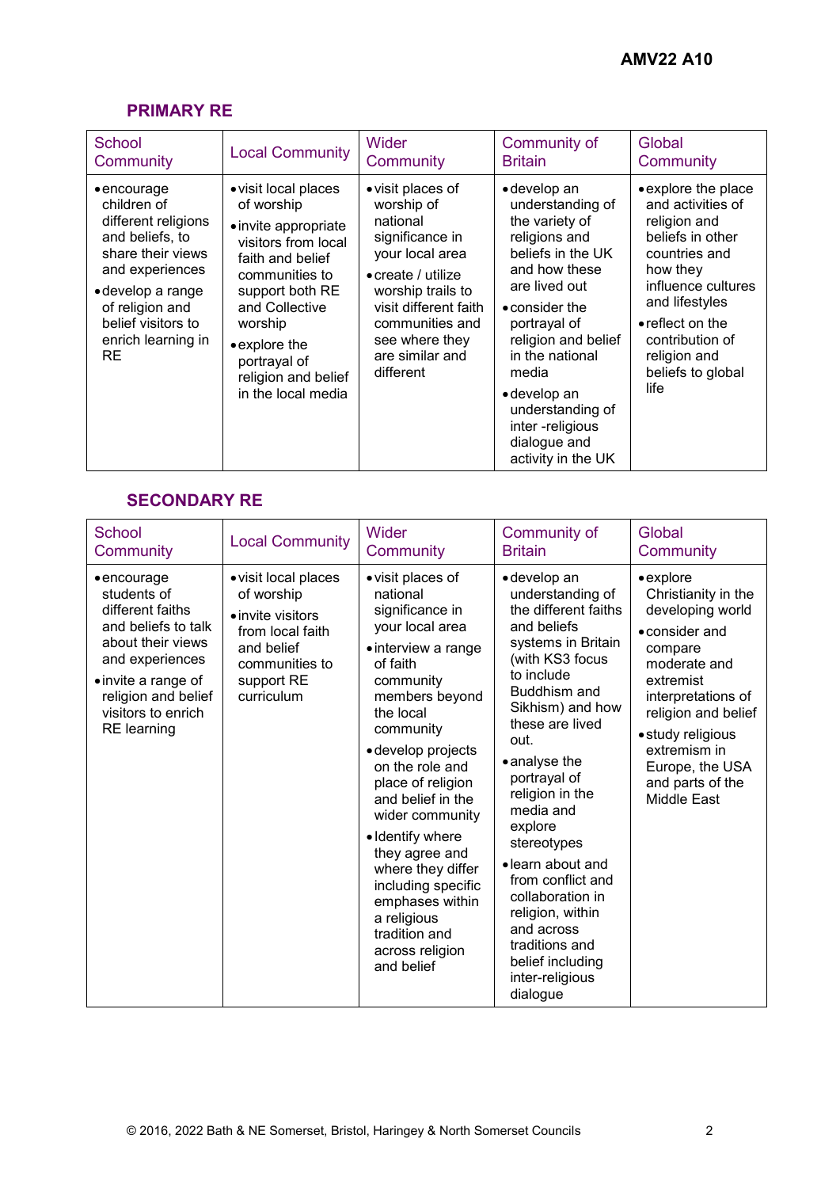## PRIMARY RE

| School Community | Local Community | Wider Community | Community of Britain | Global Community |
|---|---|---|---|---|
| • encourage children of different religions and beliefs, to share their views and experiences<br>• develop a range of religion and belief visitors to enrich learning in RE | • visit local places of worship<br>• invite appropriate visitors from local faith and belief communities to support both RE and Collective worship<br>• explore the portrayal of religion and belief in the local media | • visit places of worship of national significance in your local area<br>• create / utilize worship trails to visit different faith communities and see where they are similar and different | • develop an understanding of the variety of religions and beliefs in the UK and how these are lived out<br>• consider the portrayal of religion and belief in the national media<br>• develop an understanding of inter -religious dialogue and activity in the UK | • explore the place and activities of religion and beliefs in other countries and how they influence cultures and lifestyles<br>• reflect on the contribution of religion and beliefs to global life |

## SECONDARY RE

| School Community | Local Community | Wider Community | Community of Britain | Global Community |
|---|---|---|---|---|
| • encourage students of different faiths and beliefs to talk about their views and experiences<br>• invite a range of religion and belief visitors to enrich RE learning | • visit local places of worship<br>• invite visitors from local faith and belief communities to support RE curriculum | • visit places of national significance in your local area<br>• interview a range of faith community members beyond the local community<br>• develop projects on the role and place of religion and belief in the wider community<br>• Identify where they agree and where they differ including specific emphases within a religious tradition and across religion and belief | • develop an understanding of the different faiths and beliefs systems in Britain (with KS3 focus to include Buddhism and Sikhism) and how these are lived out.<br>• analyse the portrayal of religion in the media and explore stereotypes<br>• learn about and from conflict and collaboration in religion, within and across traditions and belief including inter-religious dialogue | • explore Christianity in the developing world<br>• consider and compare moderate and extremist interpretations of religion and belief<br>• study religious extremism in Europe, the USA and parts of the Middle East |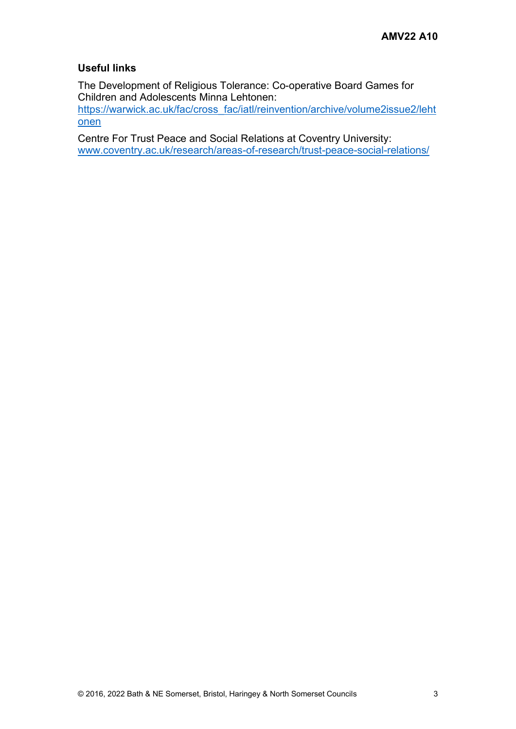## Useful links

The Development of Religious Tolerance: Co-operative Board Games for Children and Adolescents Minna Lehtonen:
https://warwick.ac.uk/fac/cross_fac/iatl/reinvention/archive/volume2issue2/lehtonen

Centre For Trust Peace and Social Relations at Coventry University:
www.coventry.ac.uk/research/areas-of-research/trust-peace-social-relations/